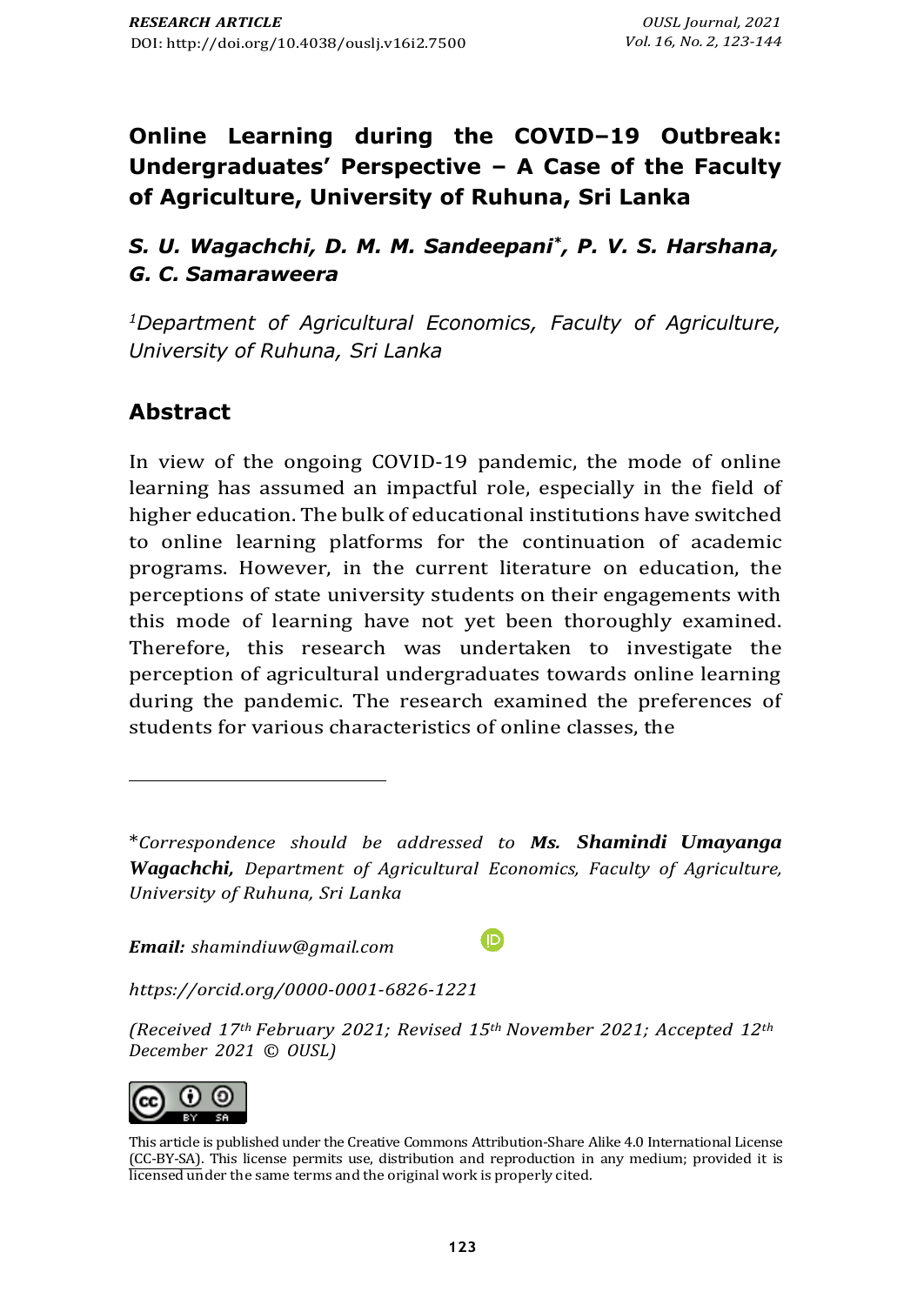RESEARCH ARTICLE

DOI: http://doi.org/10.4038/ouslj.v16i2.7500

# Online Learning during the COVID–19 Outbreak: Undergraduates' Perspective – A Case of the Faculty of Agriculture, University of Ruhuna, Sri Lanka

***S. U. Wagachchi, D. M. M. Sandeepani*\*, P. V. S. Harshana, G. C. Samaraweera***

[1]*Department of Agricultural Economics, Faculty of Agriculture, University of Ruhuna, Sri Lanka*

## Abstract

In view of the ongoing COVID-19 pandemic, the mode of online learning has assumed an impactful role, especially in the field of higher education. The bulk of educational institutions have switched to online learning platforms for the continuation of academic programs. However, in the current literature on education, the perceptions of state university students on their engagements with this mode of learning have not yet been thoroughly examined. Therefore, this research was undertaken to investigate the perception of agricultural undergraduates towards online learning during the pandemic. The research examined the preferences of students for various characteristics of online classes, the

---

\**Correspondence should be addressed to* ***Ms. Shamindi Umayanga Wagachchi,*** *Department of Agricultural Economics, Faculty of Agriculture, University of Ruhuna, Sri Lanka*

***Email:*** *shamindiuw@gmail.com*

*https://orcid.org/0000-0001-6826-1221*

*(Received 17th February 2021; Revised 15th November 2021; Accepted 12th December 2021 © OUSL)*

This article is published under the Creative Commons Attribution-Share Alike 4.0 International License (CC-BY-SA). This license permits use, distribution and reproduction in any medium; provided it is licensed under the same terms and the original work is properly cited.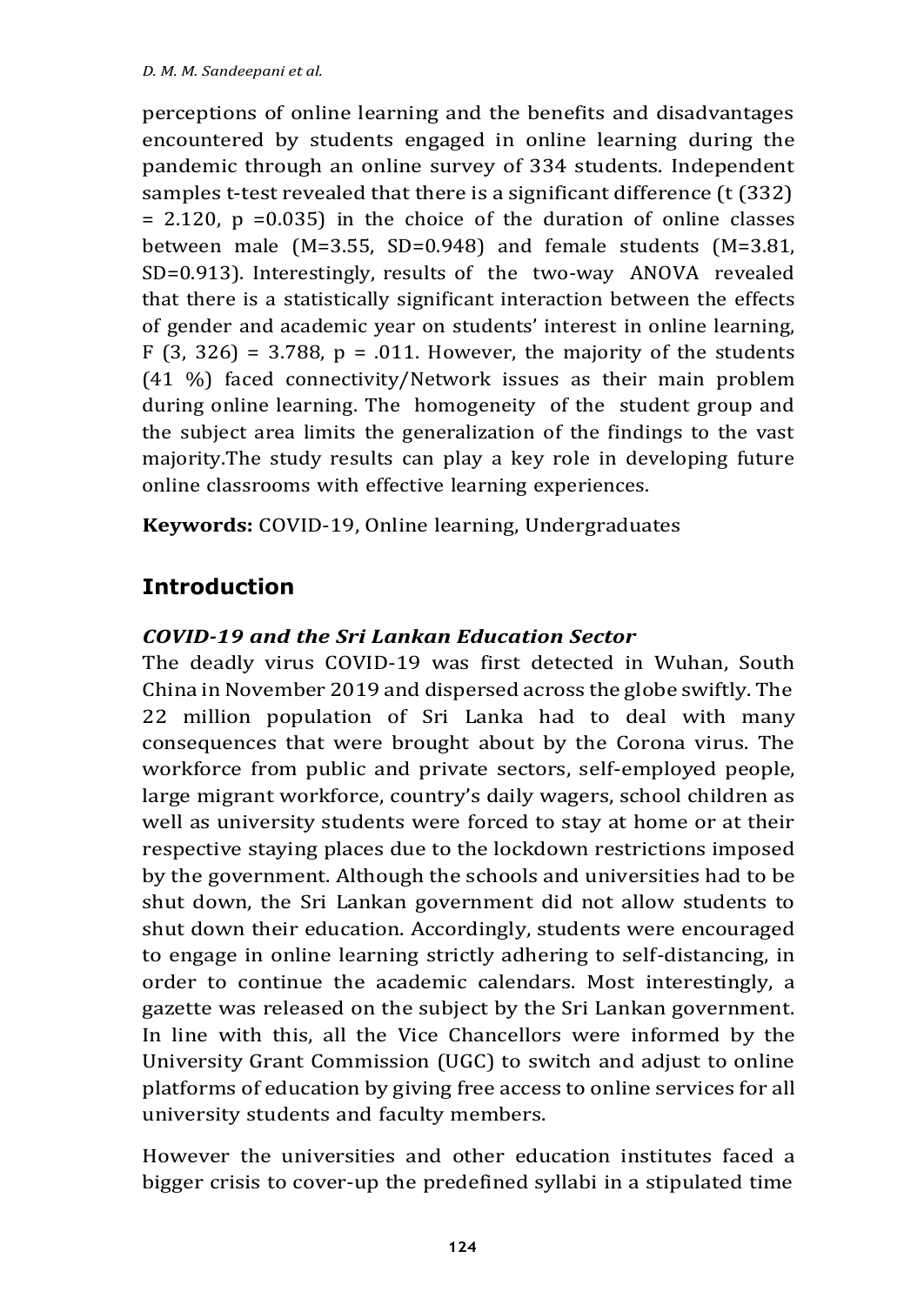perceptions of online learning and the benefits and disadvantages encountered by students engaged in online learning during the pandemic through an online survey of 334 students. Independent samples t-test revealed that there is a significant difference ($t(332) = 2.120$, $p = 0.035$) in the choice of the duration of online classes between male ($M=3.55$, $SD=0.948$) and female students ($M=3.81$, $SD=0.913$). Interestingly, results of the two-way ANOVA revealed that there is a statistically significant interaction between the effects of gender and academic year on students' interest in online learning, $F(3, 326) = 3.788$, $p = .011$. However, the majority of the students (41 %) faced connectivity/Network issues as their main problem during online learning. The homogeneity of the student group and the subject area limits the generalization of the findings to the vast majority.The study results can play a key role in developing future online classrooms with effective learning experiences.

**Keywords:** COVID-19, Online learning, Undergraduates

## Introduction

### *COVID-19 and the Sri Lankan Education Sector*

The deadly virus COVID-19 was first detected in Wuhan, South China in November 2019 and dispersed across the globe swiftly. The 22 million population of Sri Lanka had to deal with many consequences that were brought about by the Corona virus. The workforce from public and private sectors, self-employed people, large migrant workforce, country's daily wagers, school children as well as university students were forced to stay at home or at their respective staying places due to the lockdown restrictions imposed by the government. Although the schools and universities had to be shut down, the Sri Lankan government did not allow students to shut down their education. Accordingly, students were encouraged to engage in online learning strictly adhering to self-distancing, in order to continue the academic calendars. Most interestingly, a gazette was released on the subject by the Sri Lankan government. In line with this, all the Vice Chancellors were informed by the University Grant Commission (UGC) to switch and adjust to online platforms of education by giving free access to online services for all university students and faculty members.

However the universities and other education institutes faced a bigger crisis to cover-up the predefined syllabi in a stipulated time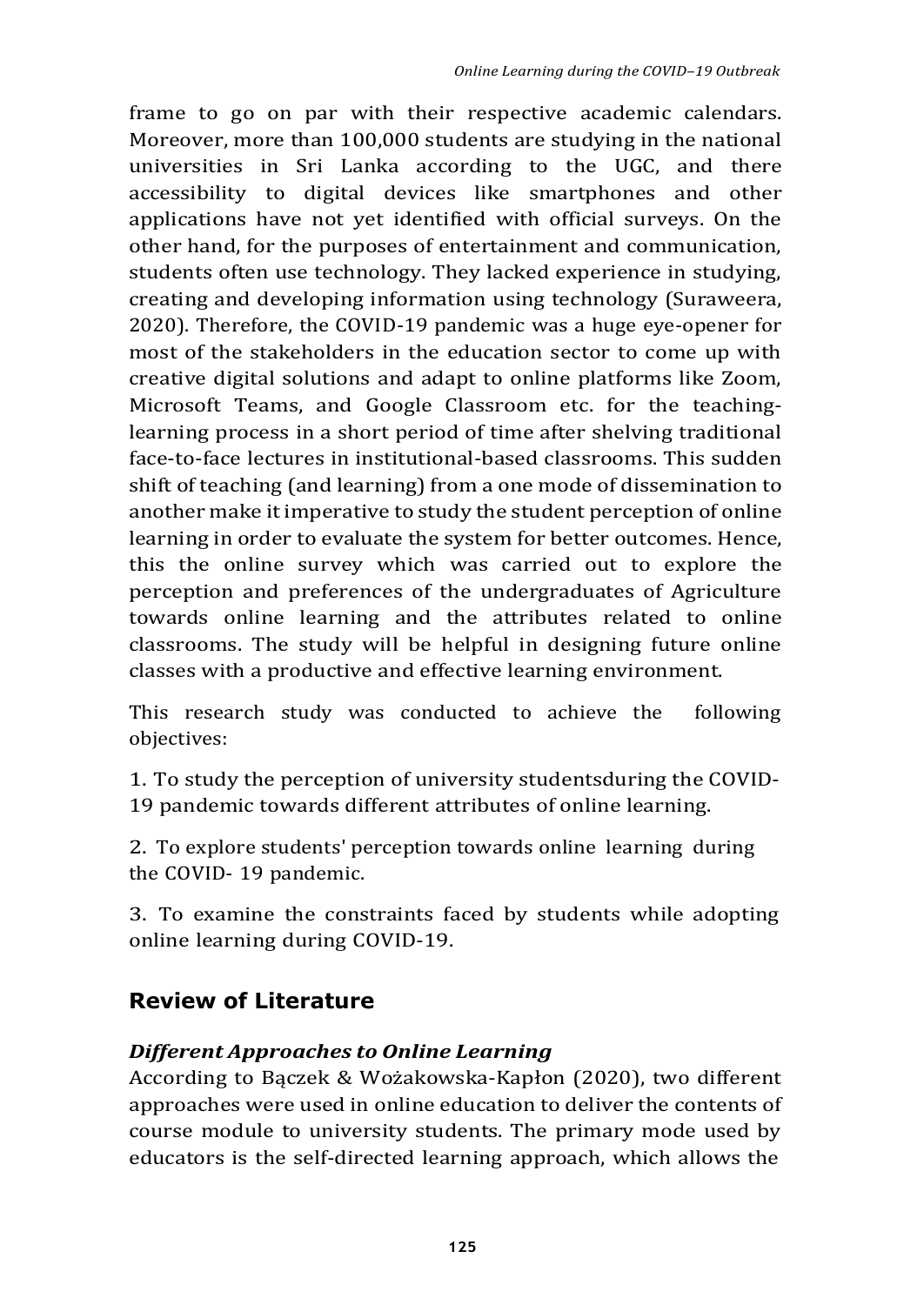frame to go on par with their respective academic calendars. Moreover, more than 100,000 students are studying in the national universities in Sri Lanka according to the UGC, and there accessibility to digital devices like smartphones and other applications have not yet identified with official surveys. On the other hand, for the purposes of entertainment and communication, students often use technology. They lacked experience in studying, creating and developing information using technology (Suraweera, 2020). Therefore, the COVID-19 pandemic was a huge eye-opener for most of the stakeholders in the education sector to come up with creative digital solutions and adapt to online platforms like Zoom, Microsoft Teams, and Google Classroom etc. for the teaching-learning process in a short period of time after shelving traditional face-to-face lectures in institutional-based classrooms. This sudden shift of teaching (and learning) from a one mode of dissemination to another make it imperative to study the student perception of online learning in order to evaluate the system for better outcomes. Hence, this the online survey which was carried out to explore the perception and preferences of the undergraduates of Agriculture towards online learning and the attributes related to online classrooms. The study will be helpful in designing future online classes with a productive and effective learning environment.

This research study was conducted to achieve the following objectives:

1. To study the perception of university studentsduring the COVID-19 pandemic towards different attributes of online learning.

2. To explore students' perception towards online learning during the COVID- 19 pandemic.

3. To examine the constraints faced by students while adopting online learning during COVID-19.

## Review of Literature

### *Different Approaches to Online Learning*

According to Bączek & Wożakowska-Kapłon (2020), two different approaches were used in online education to deliver the contents of course module to university students. The primary mode used by educators is the self-directed learning approach, which allows the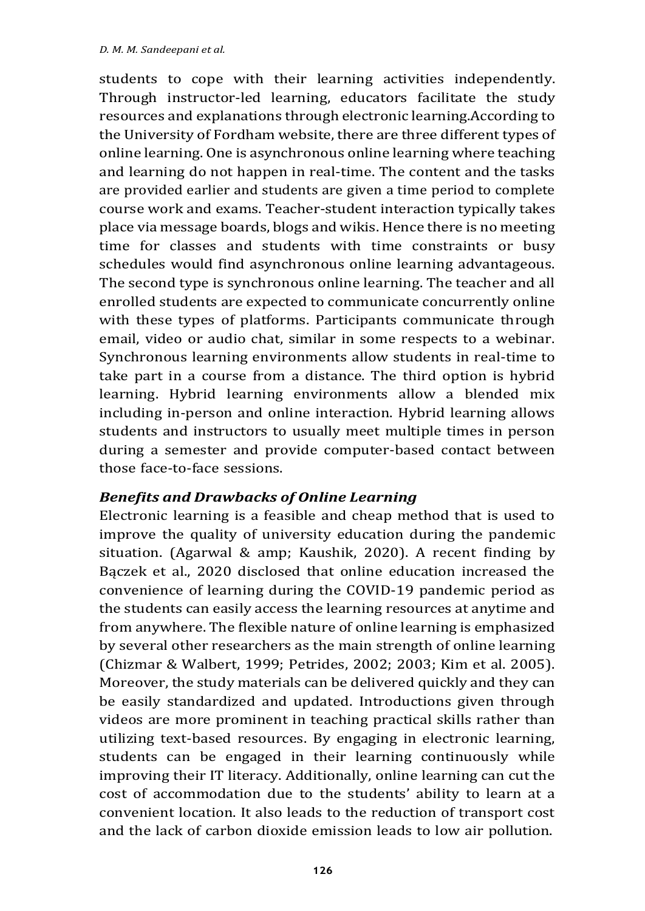students to cope with their learning activities independently. Through instructor-led learning, educators facilitate the study resources and explanations through electronic learning.According to the University of Fordham website, there are three different types of online learning. One is asynchronous online learning where teaching and learning do not happen in real-time. The content and the tasks are provided earlier and students are given a time period to complete course work and exams. Teacher-student interaction typically takes place via message boards, blogs and wikis. Hence there is no meeting time for classes and students with time constraints or busy schedules would find asynchronous online learning advantageous. The second type is synchronous online learning. The teacher and all enrolled students are expected to communicate concurrently online with these types of platforms. Participants communicate through email, video or audio chat, similar in some respects to a webinar. Synchronous learning environments allow students in real-time to take part in a course from a distance. The third option is hybrid learning. Hybrid learning environments allow a blended mix including in-person and online interaction. Hybrid learning allows students and instructors to usually meet multiple times in person during a semester and provide computer-based contact between those face-to-face sessions.

### *Benefits and Drawbacks of Online Learning*

Electronic learning is a feasible and cheap method that is used to improve the quality of university education during the pandemic situation. (Agarwal & amp; Kaushik, 2020). A recent finding by Bączek et al., 2020 disclosed that online education increased the convenience of learning during the COVID-19 pandemic period as the students can easily access the learning resources at anytime and from anywhere. The flexible nature of online learning is emphasized by several other researchers as the main strength of online learning (Chizmar & Walbert, 1999; Petrides, 2002; 2003; Kim et al. 2005). Moreover, the study materials can be delivered quickly and they can be easily standardized and updated. Introductions given through videos are more prominent in teaching practical skills rather than utilizing text-based resources. By engaging in electronic learning, students can be engaged in their learning continuously while improving their IT literacy. Additionally, online learning can cut the cost of accommodation due to the students' ability to learn at a convenient location. It also leads to the reduction of transport cost and the lack of carbon dioxide emission leads to low air pollution.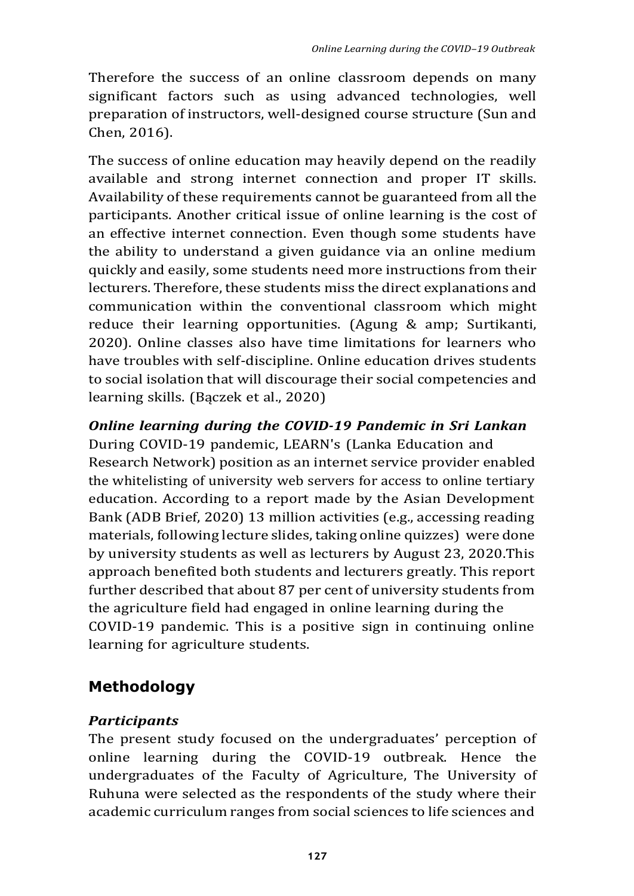Therefore the success of an online classroom depends on many significant factors such as using advanced technologies, well preparation of instructors, well-designed course structure (Sun and Chen, 2016).

The success of online education may heavily depend on the readily available and strong internet connection and proper IT skills. Availability of these requirements cannot be guaranteed from all the participants. Another critical issue of online learning is the cost of an effective internet connection. Even though some students have the ability to understand a given guidance via an online medium quickly and easily, some students need more instructions from their lecturers. Therefore, these students miss the direct explanations and communication within the conventional classroom which might reduce their learning opportunities. (Agung & amp; Surtikanti, 2020). Online classes also have time limitations for learners who have troubles with self-discipline. Online education drives students to social isolation that will discourage their social competencies and learning skills. (Bączek et al., 2020)

***Online learning during the COVID-19 Pandemic in Sri Lankan***

During COVID-19 pandemic, LEARN's (Lanka Education and Research Network) position as an internet service provider enabled the whitelisting of university web servers for access to online tertiary education. According to a report made by the Asian Development Bank (ADB Brief, 2020) 13 million activities (e.g., accessing reading materials, following lecture slides, taking online quizzes) were done by university students as well as lecturers by August 23, 2020.This approach benefited both students and lecturers greatly. This report further described that about 87 per cent of university students from the agriculture field had engaged in online learning during the COVID-19 pandemic. This is a positive sign in continuing online learning for agriculture students.

## Methodology

### *Participants*

The present study focused on the undergraduates' perception of online learning during the COVID-19 outbreak. Hence the undergraduates of the Faculty of Agriculture, The University of Ruhuna were selected as the respondents of the study where their academic curriculum ranges from social sciences to life sciences and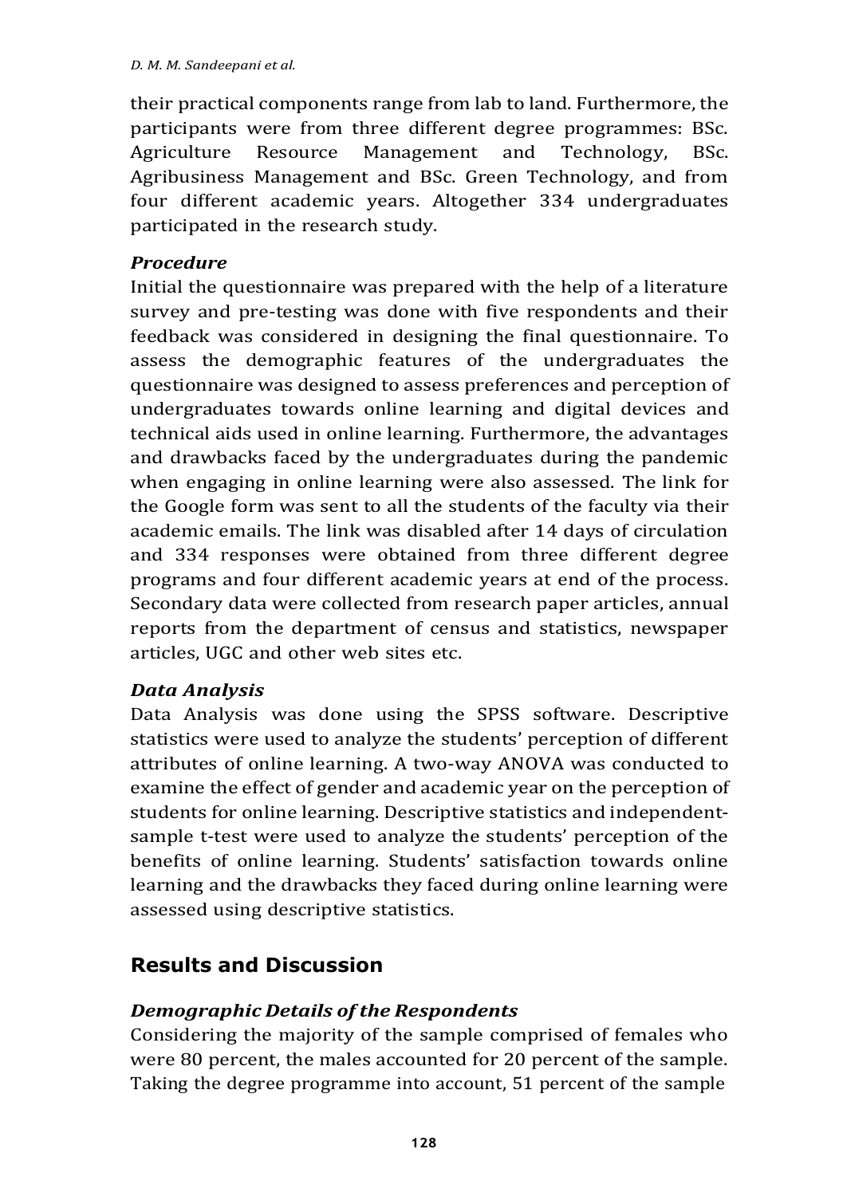their practical components range from lab to land. Furthermore, the participants were from three different degree programmes: BSc. Agriculture Resource Management and Technology, BSc. Agribusiness Management and BSc. Green Technology, and from four different academic years. Altogether 334 undergraduates participated in the research study.

### *Procedure*

Initial the questionnaire was prepared with the help of a literature survey and pre-testing was done with five respondents and their feedback was considered in designing the final questionnaire. To assess the demographic features of the undergraduates the questionnaire was designed to assess preferences and perception of undergraduates towards online learning and digital devices and technical aids used in online learning. Furthermore, the advantages and drawbacks faced by the undergraduates during the pandemic when engaging in online learning were also assessed. The link for the Google form was sent to all the students of the faculty via their academic emails. The link was disabled after 14 days of circulation and 334 responses were obtained from three different degree programs and four different academic years at end of the process. Secondary data were collected from research paper articles, annual reports from the department of census and statistics, newspaper articles, UGC and other web sites etc.

### *Data Analysis*

Data Analysis was done using the SPSS software. Descriptive statistics were used to analyze the students' perception of different attributes of online learning. A two-way ANOVA was conducted to examine the effect of gender and academic year on the perception of students for online learning. Descriptive statistics and independent-sample t-test were used to analyze the students' perception of the benefits of online learning. Students' satisfaction towards online learning and the drawbacks they faced during online learning were assessed using descriptive statistics.

## Results and Discussion

### *Demographic Details of the Respondents*

Considering the majority of the sample comprised of females who were 80 percent, the males accounted for 20 percent of the sample. Taking the degree programme into account, 51 percent of the sample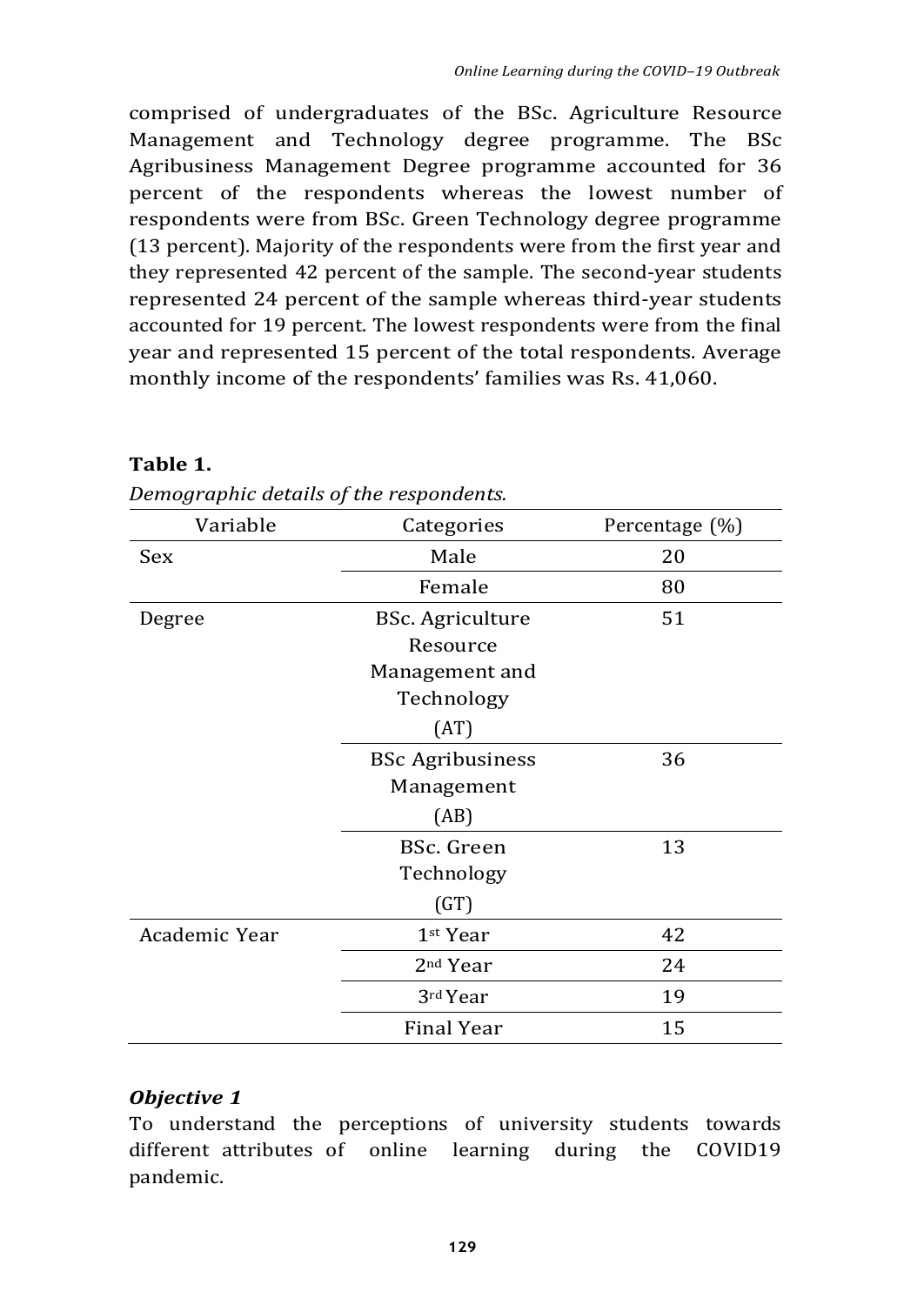comprised of undergraduates of the BSc. Agriculture Resource Management and Technology degree programme. The BSc Agribusiness Management Degree programme accounted for 36 percent of the respondents whereas the lowest number of respondents were from BSc. Green Technology degree programme (13 percent). Majority of the respondents were from the first year and they represented 42 percent of the sample. The second-year students represented 24 percent of the sample whereas third-year students accounted for 19 percent. The lowest respondents were from the final year and represented 15 percent of the total respondents. Average monthly income of the respondents' families was Rs. 41,060.

**Table 1.**

*Demographic details of the respondents.*

| Variable | Categories | Percentage (%) |
|---|---|---|
| Sex | Male | 20 |
| | Female | 80 |
| Degree | BSc. Agriculture Resource Management and Technology (AT) | 51 |
| | BSc Agribusiness Management (AB) | 36 |
| | BSc. Green Technology (GT) | 13 |
| Academic Year | 1st Year | 42 |
| | 2nd Year | 24 |
| | 3rd Year | 19 |
| | Final Year | 15 |

### *Objective 1*

To understand the perceptions of university students towards different attributes of online learning during the COVID19 pandemic.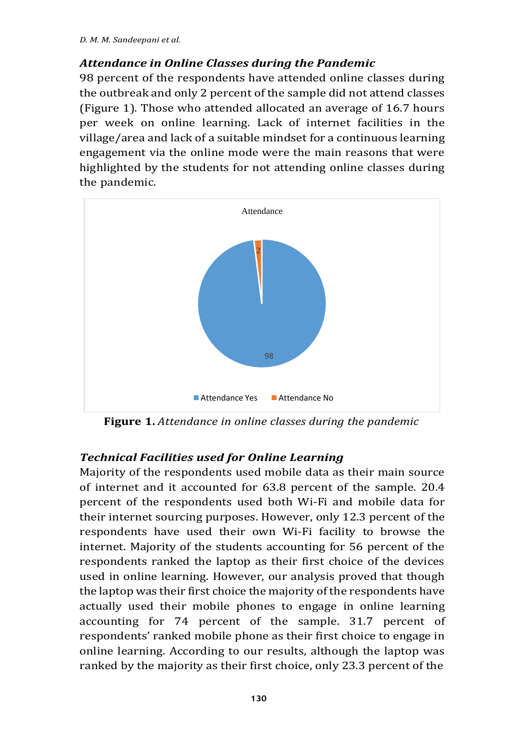### *Attendance in Online Classes during the Pandemic*

98 percent of the respondents have attended online classes during the outbreak and only 2 percent of the sample did not attend classes (Figure 1). Those who attended allocated an average of 16.7 hours per week on online learning. Lack of internet facilities in the village/area and lack of a suitable mindset for a continuous learning engagement via the online mode were the main reasons that were highlighted by the students for not attending online classes during the pandemic.

**Figure 1.** *Attendance in online classes during the pandemic*

### *Technical Facilities used for Online Learning*

Majority of the respondents used mobile data as their main source of internet and it accounted for 63.8 percent of the sample. 20.4 percent of the respondents used both Wi-Fi and mobile data for their internet sourcing purposes. However, only 12.3 percent of the respondents have used their own Wi-Fi facility to browse the internet. Majority of the students accounting for 56 percent of the respondents ranked the laptop as their first choice of the devices used in online learning. However, our analysis proved that though the laptop was their first choice the majority of the respondents have actually used their mobile phones to engage in online learning accounting for 74 percent of the sample. 31.7 percent of respondents' ranked mobile phone as their first choice to engage in online learning. According to our results, although the laptop was ranked by the majority as their first choice, only 23.3 percent of the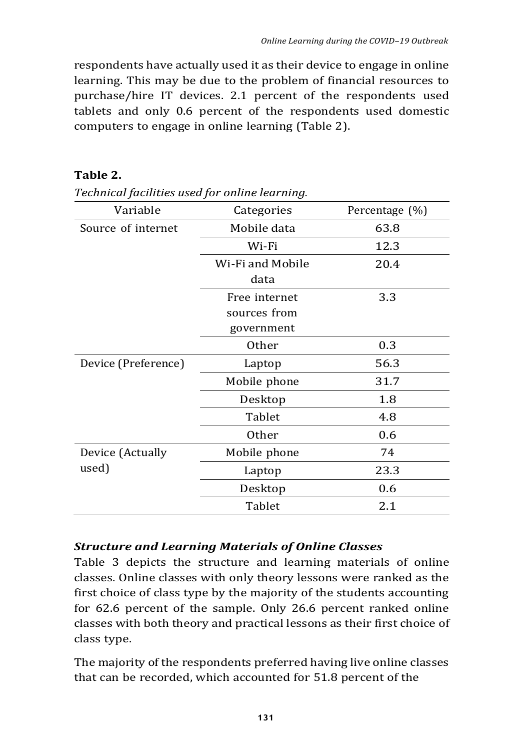respondents have actually used it as their device to engage in online learning. This may be due to the problem of financial resources to purchase/hire IT devices. 2.1 percent of the respondents used tablets and only 0.6 percent of the respondents used domestic computers to engage in online learning (Table 2).

**Table 2.**

*Technical facilities used for online learning.*

| Variable | Categories | Percentage (%) |
|---|---|---|
| Source of internet | Mobile data | 63.8 |
| | Wi-Fi | 12.3 |
| | Wi-Fi and Mobile data | 20.4 |
| | Free internet sources from government | 3.3 |
| | Other | 0.3 |
| Device (Preference) | Laptop | 56.3 |
| | Mobile phone | 31.7 |
| | Desktop | 1.8 |
| | Tablet | 4.8 |
| | Other | 0.6 |
| Device (Actually used) | Mobile phone | 74 |
| | Laptop | 23.3 |
| | Desktop | 0.6 |
| | Tablet | 2.1 |

### *Structure and Learning Materials of Online Classes*

Table 3 depicts the structure and learning materials of online classes. Online classes with only theory lessons were ranked as the first choice of class type by the majority of the students accounting for 62.6 percent of the sample. Only 26.6 percent ranked online classes with both theory and practical lessons as their first choice of class type.

The majority of the respondents preferred having live online classes that can be recorded, which accounted for 51.8 percent of the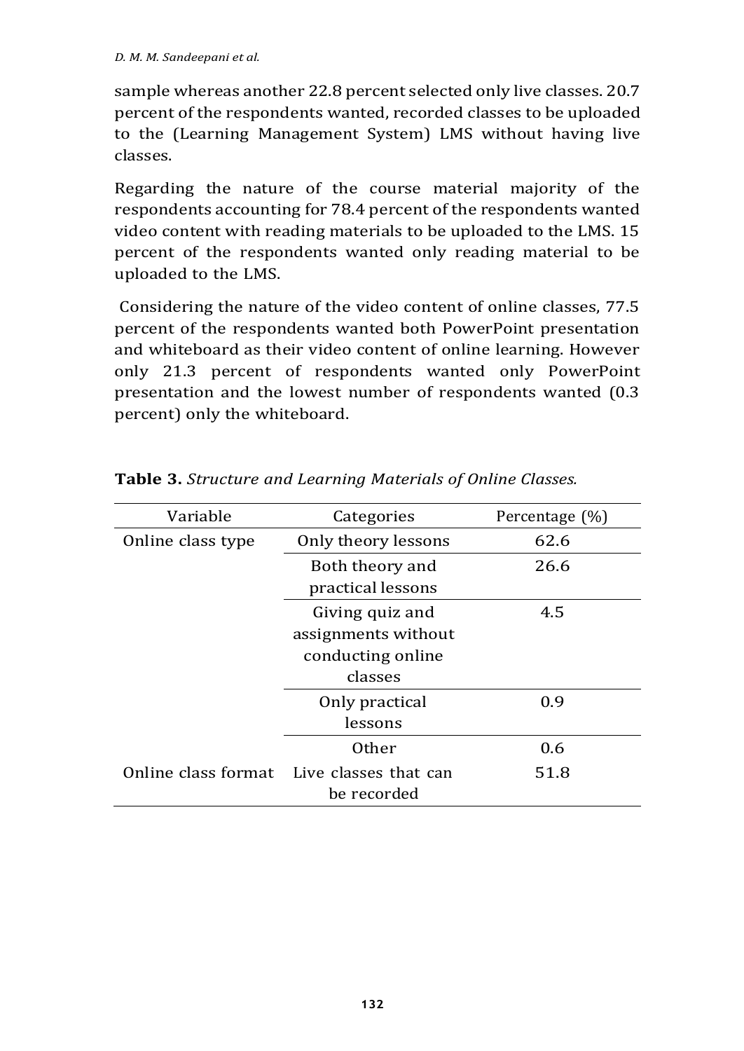sample whereas another 22.8 percent selected only live classes. 20.7 percent of the respondents wanted, recorded classes to be uploaded to the (Learning Management System) LMS without having live classes.

Regarding the nature of the course material majority of the respondents accounting for 78.4 percent of the respondents wanted video content with reading materials to be uploaded to the LMS. 15 percent of the respondents wanted only reading material to be uploaded to the LMS.

Considering the nature of the video content of online classes, 77.5 percent of the respondents wanted both PowerPoint presentation and whiteboard as their video content of online learning. However only 21.3 percent of respondents wanted only PowerPoint presentation and the lowest number of respondents wanted (0.3 percent) only the whiteboard.

**Table 3.** *Structure and Learning Materials of Online Classes.*

| Variable | Categories | Percentage (%) |
|---|---|---|
| Online class type | Only theory lessons | 62.6 |
| | Both theory and practical lessons | 26.6 |
| | Giving quiz and assignments without conducting online classes | 4.5 |
| | Only practical lessons | 0.9 |
| | Other | 0.6 |
| Online class format | Live classes that can be recorded | 51.8 |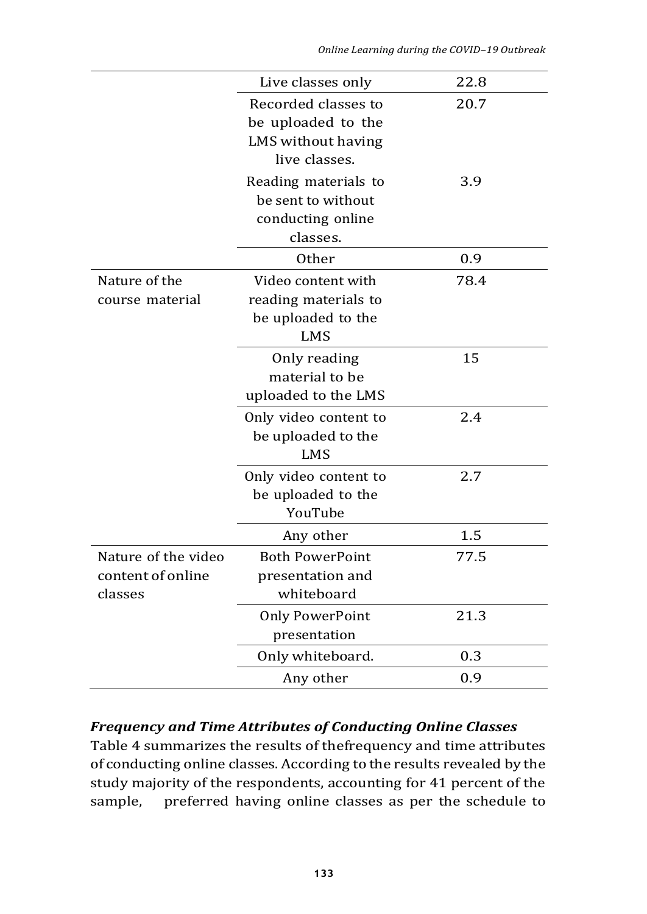| | | |
|---|---|---|
| | Live classes only | 22.8 |
| | Recorded classes to be uploaded to the LMS without having live classes. | 20.7 |
| | Reading materials to be sent to without conducting online classes. | 3.9 |
| | Other | 0.9 |
| Nature of the course material | Video content with reading materials to be uploaded to the LMS | 78.4 |
| | Only reading material to be uploaded to the LMS | 15 |
| | Only video content to be uploaded to the LMS | 2.4 |
| | Only video content to be uploaded to the YouTube | 2.7 |
| | Any other | 1.5 |
| Nature of the video content of online classes | Both PowerPoint presentation and whiteboard | 77.5 |
| | Only PowerPoint presentation | 21.3 |
| | Only whiteboard. | 0.3 |
| | Any other | 0.9 |

### ***Frequency and Time Attributes of Conducting Online Classes***

Table 4 summarizes the results of thefrequency and time attributes of conducting online classes. According to the results revealed by the study majority of the respondents, accounting for 41 percent of the sample, preferred having online classes as per the schedule to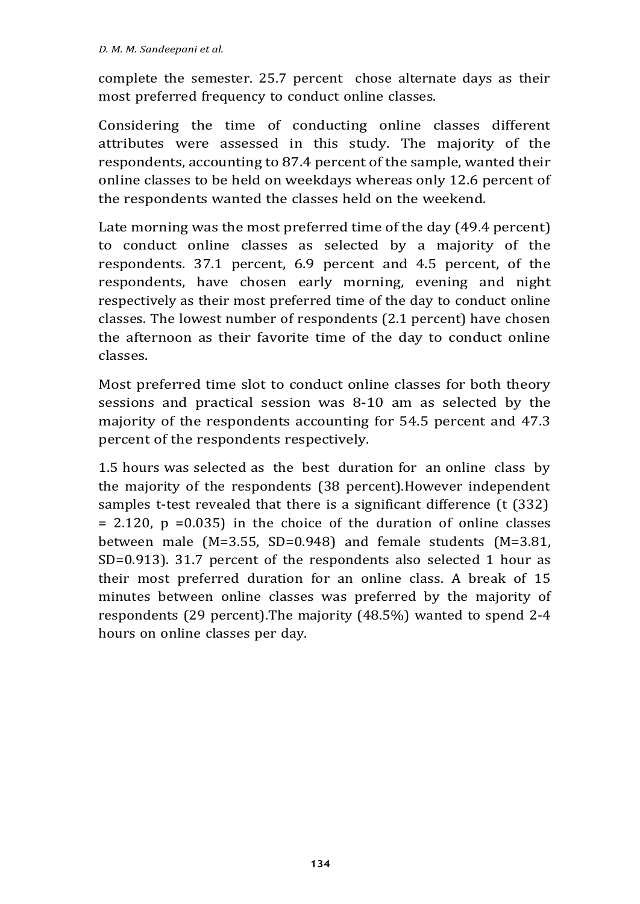complete the semester. 25.7 percent chose alternate days as their most preferred frequency to conduct online classes.

Considering the time of conducting online classes different attributes were assessed in this study. The majority of the respondents, accounting to 87.4 percent of the sample, wanted their online classes to be held on weekdays whereas only 12.6 percent of the respondents wanted the classes held on the weekend.

Late morning was the most preferred time of the day (49.4 percent) to conduct online classes as selected by a majority of the respondents. 37.1 percent, 6.9 percent and 4.5 percent, of the respondents, have chosen early morning, evening and night respectively as their most preferred time of the day to conduct online classes. The lowest number of respondents (2.1 percent) have chosen the afternoon as their favorite time of the day to conduct online classes.

Most preferred time slot to conduct online classes for both theory sessions and practical session was 8-10 am as selected by the majority of the respondents accounting for 54.5 percent and 47.3 percent of the respondents respectively.

1.5 hours was selected as the best duration for an online class by the majority of the respondents (38 percent).However independent samples t-test revealed that there is a significant difference ($t(332) = 2.120$, $p = 0.035$) in the choice of the duration of online classes between male ($M=3.55$, $SD=0.948$) and female students ($M=3.81$, $SD=0.913$). 31.7 percent of the respondents also selected 1 hour as their most preferred duration for an online class. A break of 15 minutes between online classes was preferred by the majority of respondents (29 percent).The majority (48.5%) wanted to spend 2-4 hours on online classes per day.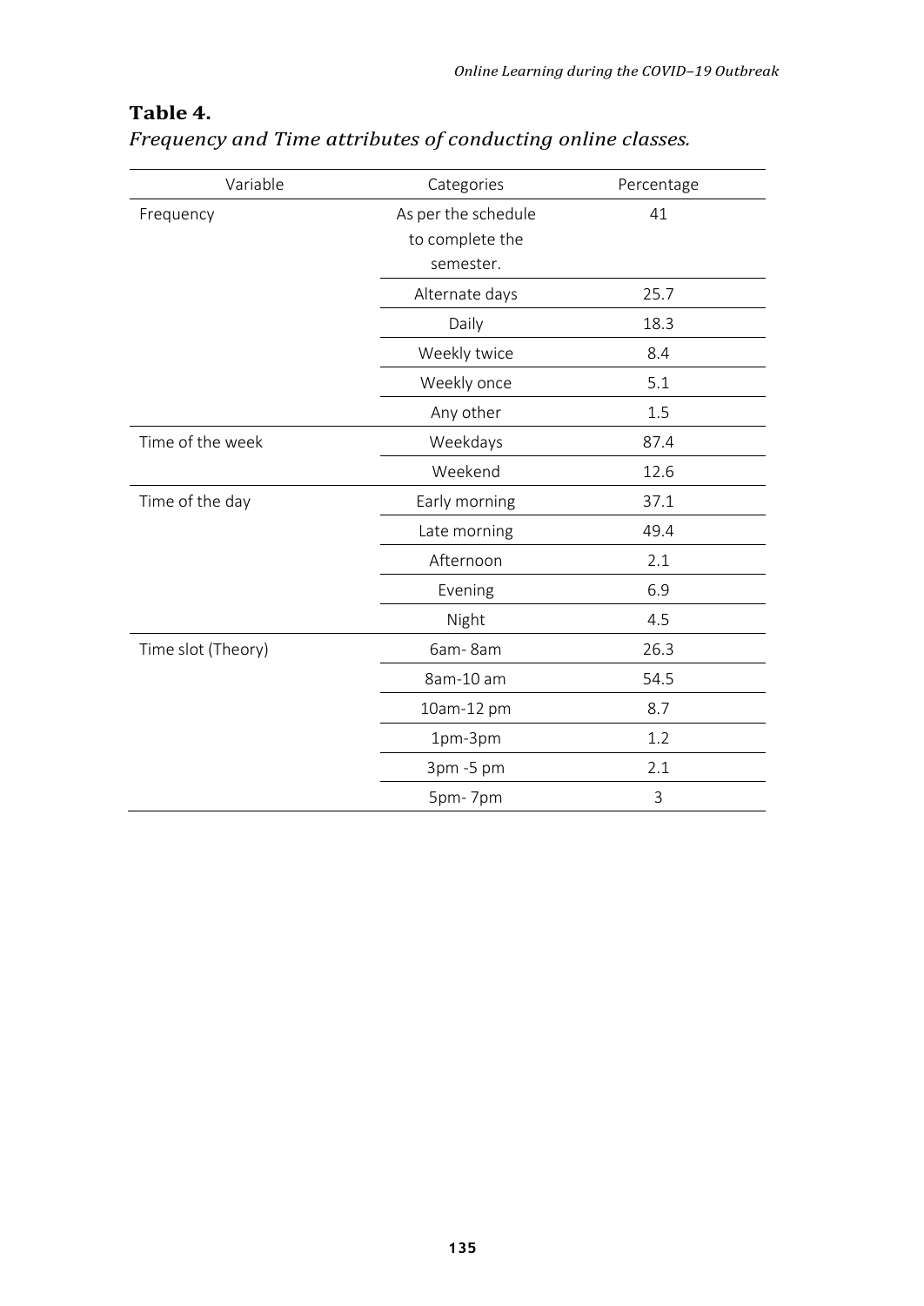**Table 4.**

*Frequency and Time attributes of conducting online classes.*

| Variable | Categories | Percentage |
|---|---|---|
| Frequency | As per the schedule to complete the semester. | 41 |
| | Alternate days | 25.7 |
| | Daily | 18.3 |
| | Weekly twice | 8.4 |
| | Weekly once | 5.1 |
| | Any other | 1.5 |
| Time of the week | Weekdays | 87.4 |
| | Weekend | 12.6 |
| Time of the day | Early morning | 37.1 |
| | Late morning | 49.4 |
| | Afternoon | 2.1 |
| | Evening | 6.9 |
| | Night | 4.5 |
| Time slot (Theory) | 6am- 8am | 26.3 |
| | 8am-10 am | 54.5 |
| | 10am-12 pm | 8.7 |
| | 1pm-3pm | 1.2 |
| | 3pm -5 pm | 2.1 |
| | 5pm- 7pm | 3 |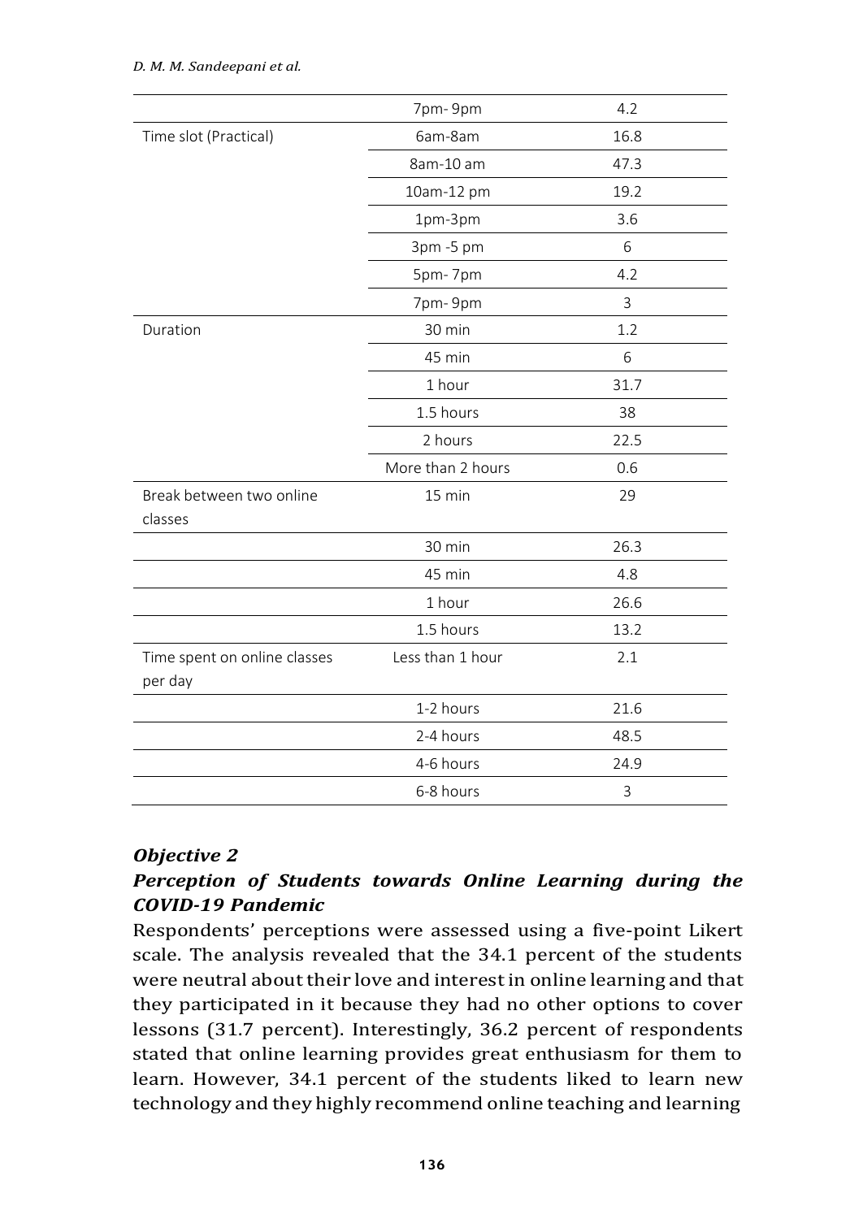| | | |
|---|---|---|
| | 7pm- 9pm | 4.2 |
| Time slot (Practical) | 6am-8am | 16.8 |
| | 8am-10 am | 47.3 |
| | 10am-12 pm | 19.2 |
| | 1pm-3pm | 3.6 |
| | 3pm -5 pm | 6 |
| | 5pm- 7pm | 4.2 |
| | 7pm- 9pm | 3 |
| Duration | 30 min | 1.2 |
| | 45 min | 6 |
| | 1 hour | 31.7 |
| | 1.5 hours | 38 |
| | 2 hours | 22.5 |
| | More than 2 hours | 0.6 |
| Break between two online classes | 15 min | 29 |
| | 30 min | 26.3 |
| | 45 min | 4.8 |
| | 1 hour | 26.6 |
| | 1.5 hours | 13.2 |
| Time spent on online classes per day | Less than 1 hour | 2.1 |
| | 1-2 hours | 21.6 |
| | 2-4 hours | 48.5 |
| | 4-6 hours | 24.9 |
| | 6-8 hours | 3 |

### *Objective 2*

### *Perception of Students towards Online Learning during the COVID-19 Pandemic*

Respondents' perceptions were assessed using a five-point Likert scale. The analysis revealed that the 34.1 percent of the students were neutral about their love and interest in online learning and that they participated in it because they had no other options to cover lessons (31.7 percent). Interestingly, 36.2 percent of respondents stated that online learning provides great enthusiasm for them to learn. However, 34.1 percent of the students liked to learn new technology and they highly recommend online teaching and learning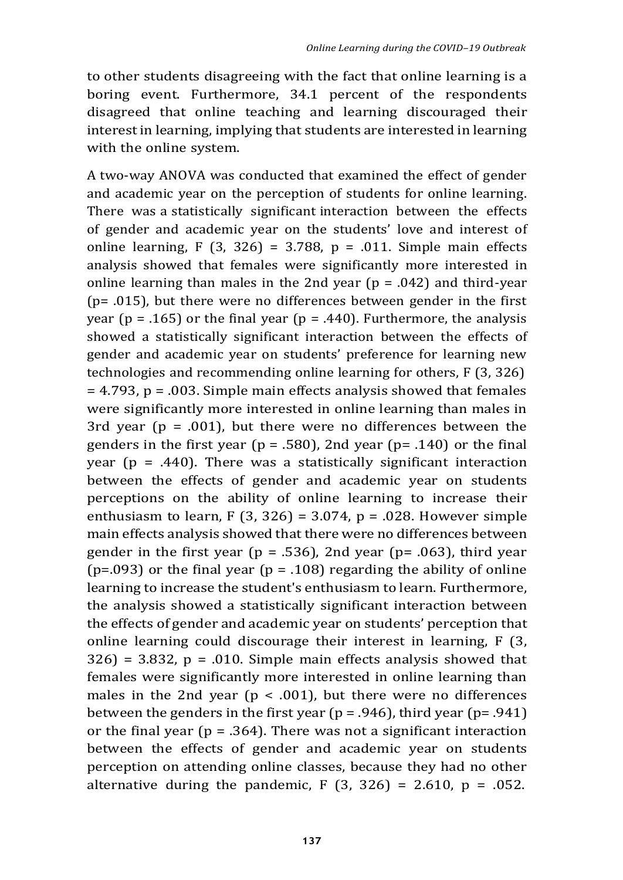to other students disagreeing with the fact that online learning is a boring event. Furthermore, 34.1 percent of the respondents disagreed that online teaching and learning discouraged their interest in learning, implying that students are interested in learning with the online system.

A two-way ANOVA was conducted that examined the effect of gender and academic year on the perception of students for online learning. There was a statistically significant interaction between the effects of gender and academic year on the students' love and interest of online learning, $F(3, 326) = 3.788$, $p = .011$. Simple main effects analysis showed that females were significantly more interested in online learning than males in the 2nd year ($p = .042$) and third-year ($p = .015$), but there were no differences between gender in the first year ($p = .165$) or the final year ($p = .440$). Furthermore, the analysis showed a statistically significant interaction between the effects of gender and academic year on students' preference for learning new technologies and recommending online learning for others, $F(3, 326) = 4.793$, $p = .003$. Simple main effects analysis showed that females were significantly more interested in online learning than males in 3rd year ($p = .001$), but there were no differences between the genders in the first year ($p = .580$), 2nd year ($p = .140$) or the final year ($p = .440$). There was a statistically significant interaction between the effects of gender and academic year on students perceptions on the ability of online learning to increase their enthusiasm to learn, $F(3, 326) = 3.074$, $p = .028$. However simple main effects analysis showed that there were no differences between gender in the first year ($p = .536$), 2nd year ($p = .063$), third year ($p = .093$) or the final year ($p = .108$) regarding the ability of online learning to increase the student's enthusiasm to learn. Furthermore, the analysis showed a statistically significant interaction between the effects of gender and academic year on students' perception that online learning could discourage their interest in learning, $F(3, 326) = 3.832$, $p = .010$. Simple main effects analysis showed that females were significantly more interested in online learning than males in the 2nd year ($p < .001$), but there were no differences between the genders in the first year ($p = .946$), third year ($p = .941$) or the final year ($p = .364$). There was not a significant interaction between the effects of gender and academic year on students perception on attending online classes, because they had no other alternative during the pandemic, $F(3, 326) = 2.610$, $p = .052$.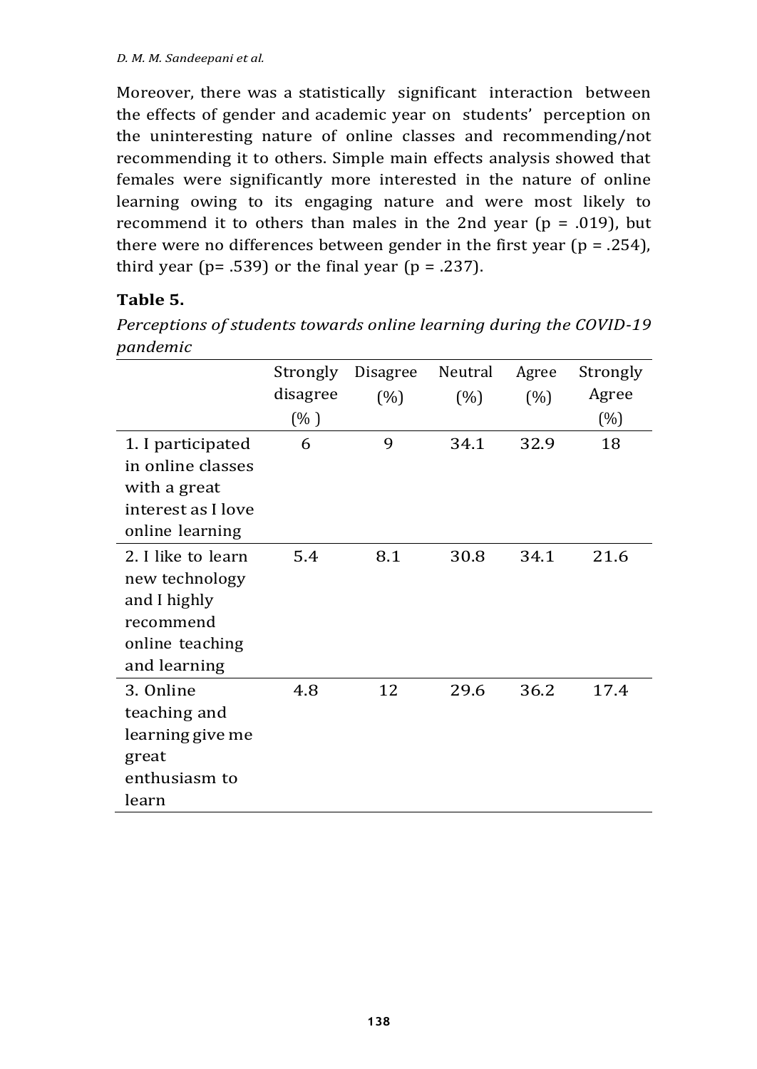Moreover, there was a statistically significant interaction between the effects of gender and academic year on students' perception on the uninteresting nature of online classes and recommending/not recommending it to others. Simple main effects analysis showed that females were significantly more interested in the nature of online learning owing to its engaging nature and were most likely to recommend it to others than males in the 2nd year ($p = .019$), but there were no differences between gender in the first year ($p = .254$), third year ($p = .539$) or the final year ($p = .237$).

**Table 5.**

*Perceptions of students towards online learning during the COVID-19 pandemic*

| | Strongly disagree (% ) | Disagree (%) | Neutral (%) | Agree (%) | Strongly Agree (%) |
|---|---|---|---|---|---|
| 1. I participated in online classes with a great interest as I love online learning | 6 | 9 | 34.1 | 32.9 | 18 |
| 2. I like to learn new technology and I highly recommend online teaching and learning | 5.4 | 8.1 | 30.8 | 34.1 | 21.6 |
| 3. Online teaching and learning give me great enthusiasm to learn | 4.8 | 12 | 29.6 | 36.2 | 17.4 |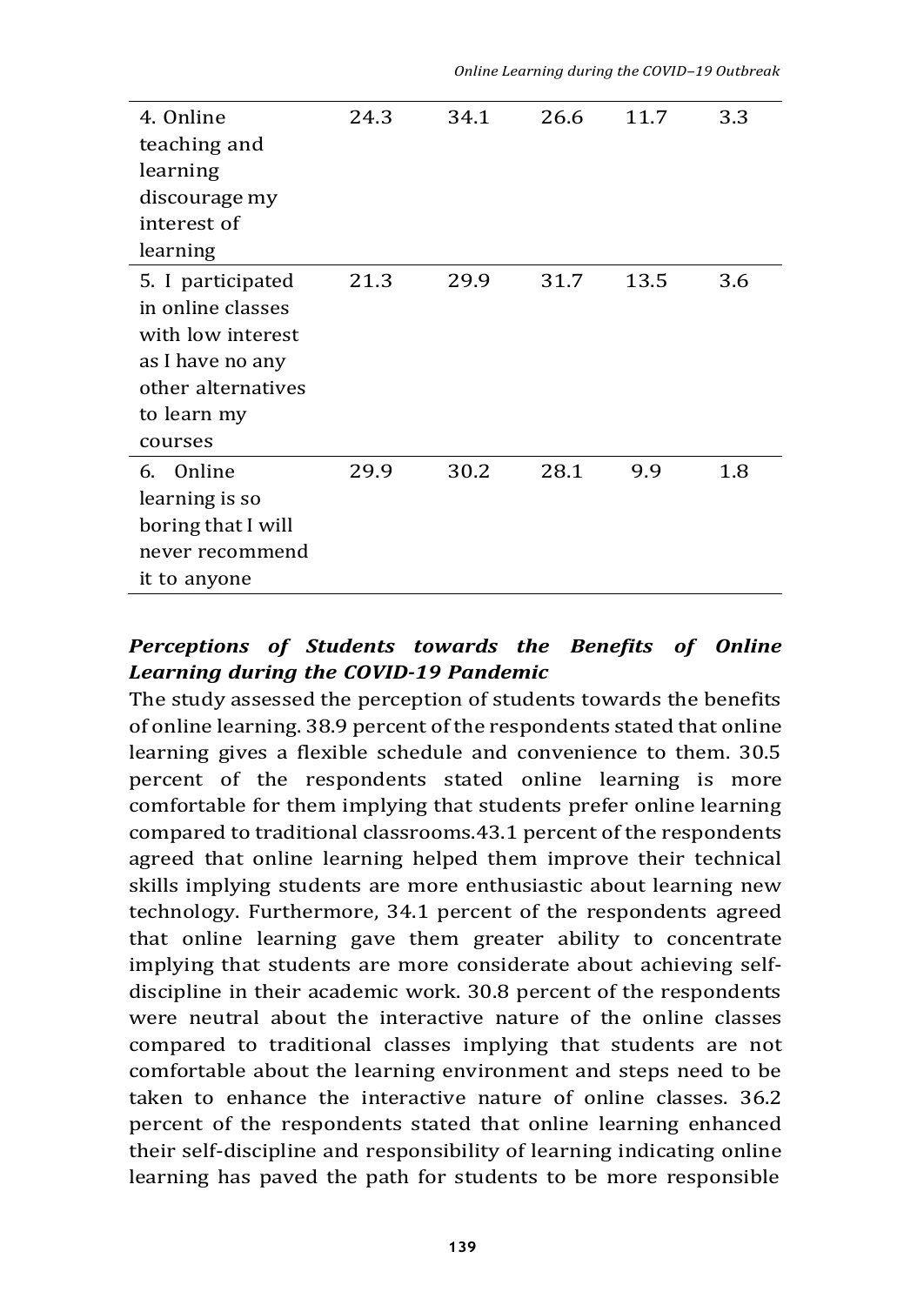| | | | | | |
|---|---|---|---|---|---|
| 4. Online teaching and learning discourage my interest of learning | 24.3 | 34.1 | 26.6 | 11.7 | 3.3 |
| 5. I participated in online classes with low interest as I have no any other alternatives to learn my courses | 21.3 | 29.9 | 31.7 | 13.5 | 3.6 |
| 6. Online learning is so boring that I will never recommend it to anyone | 29.9 | 30.2 | 28.1 | 9.9 | 1.8 |

### *Perceptions of Students towards the Benefits of Online Learning during the COVID-19 Pandemic*

The study assessed the perception of students towards the benefits of online learning. 38.9 percent of the respondents stated that online learning gives a flexible schedule and convenience to them. 30.5 percent of the respondents stated online learning is more comfortable for them implying that students prefer online learning compared to traditional classrooms.43.1 percent of the respondents agreed that online learning helped them improve their technical skills implying students are more enthusiastic about learning new technology. Furthermore, 34.1 percent of the respondents agreed that online learning gave them greater ability to concentrate implying that students are more considerate about achieving self-discipline in their academic work. 30.8 percent of the respondents were neutral about the interactive nature of the online classes compared to traditional classes implying that students are not comfortable about the learning environment and steps need to be taken to enhance the interactive nature of online classes. 36.2 percent of the respondents stated that online learning enhanced their self-discipline and responsibility of learning indicating online learning has paved the path for students to be more responsible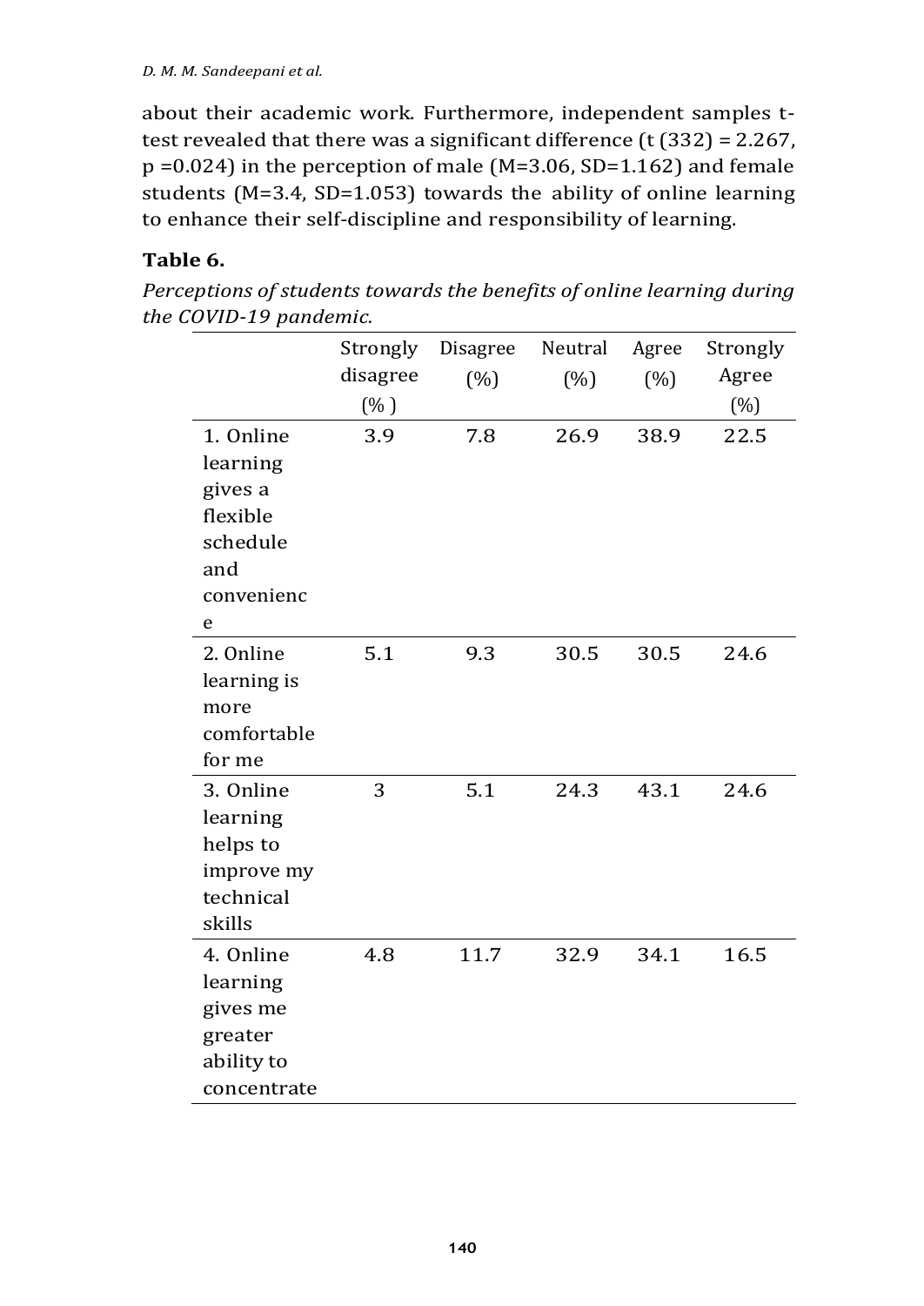about their academic work. Furthermore, independent samples t-test revealed that there was a significant difference ($t (332) = 2.267$, $p = 0.024$) in the perception of male ($M=3.06$, $SD=1.162$) and female students ($M=3.4$, $SD=1.053$) towards the ability of online learning to enhance their self-discipline and responsibility of learning.

**Table 6.**

*Perceptions of students towards the benefits of online learning during the COVID-19 pandemic.*

| | Strongly disagree (%) | Disagree (%) | Neutral (%) | Agree (%) | Strongly Agree (%) |
|---|---|---|---|---|---|
| 1. Online learning gives a flexible schedule and convenience | 3.9 | 7.8 | 26.9 | 38.9 | 22.5 |
| 2. Online learning is more comfortable for me | 5.1 | 9.3 | 30.5 | 30.5 | 24.6 |
| 3. Online learning helps to improve my technical skills | 3 | 5.1 | 24.3 | 43.1 | 24.6 |
| 4. Online learning gives me greater ability to concentrate | 4.8 | 11.7 | 32.9 | 34.1 | 16.5 |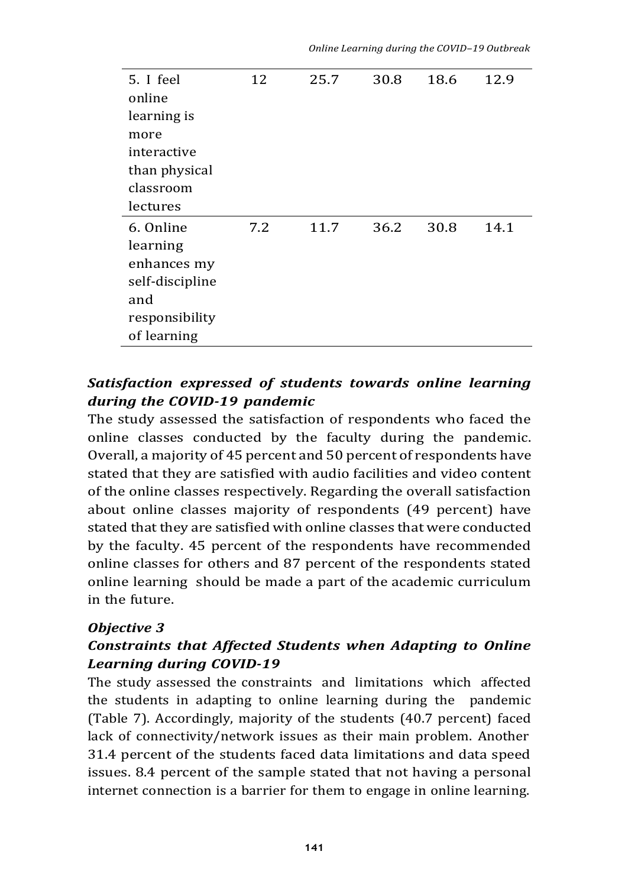| | | | | | |
|---|---|---|---|---|---|
| 5. I feel online learning is more interactive than physical classroom lectures | 12 | 25.7 | 30.8 | 18.6 | 12.9 |
| 6. Online learning enhances my self-discipline and responsibility of learning | 7.2 | 11.7 | 36.2 | 30.8 | 14.1 |

***Satisfaction expressed of students towards online learning during the COVID-19 pandemic***

The study assessed the satisfaction of respondents who faced the online classes conducted by the faculty during the pandemic. Overall, a majority of 45 percent and 50 percent of respondents have stated that they are satisfied with audio facilities and video content of the online classes respectively. Regarding the overall satisfaction about online classes majority of respondents (49 percent) have stated that they are satisfied with online classes that were conducted by the faculty. 45 percent of the respondents have recommended online classes for others and 87 percent of the respondents stated online learning should be made a part of the academic curriculum in the future.

***Objective 3***

***Constraints that Affected Students when Adapting to Online Learning during COVID-19***

The study assessed the constraints and limitations which affected the students in adapting to online learning during the pandemic (Table 7). Accordingly, majority of the students (40.7 percent) faced lack of connectivity/network issues as their main problem. Another 31.4 percent of the students faced data limitations and data speed issues. 8.4 percent of the sample stated that not having a personal internet connection is a barrier for them to engage in online learning.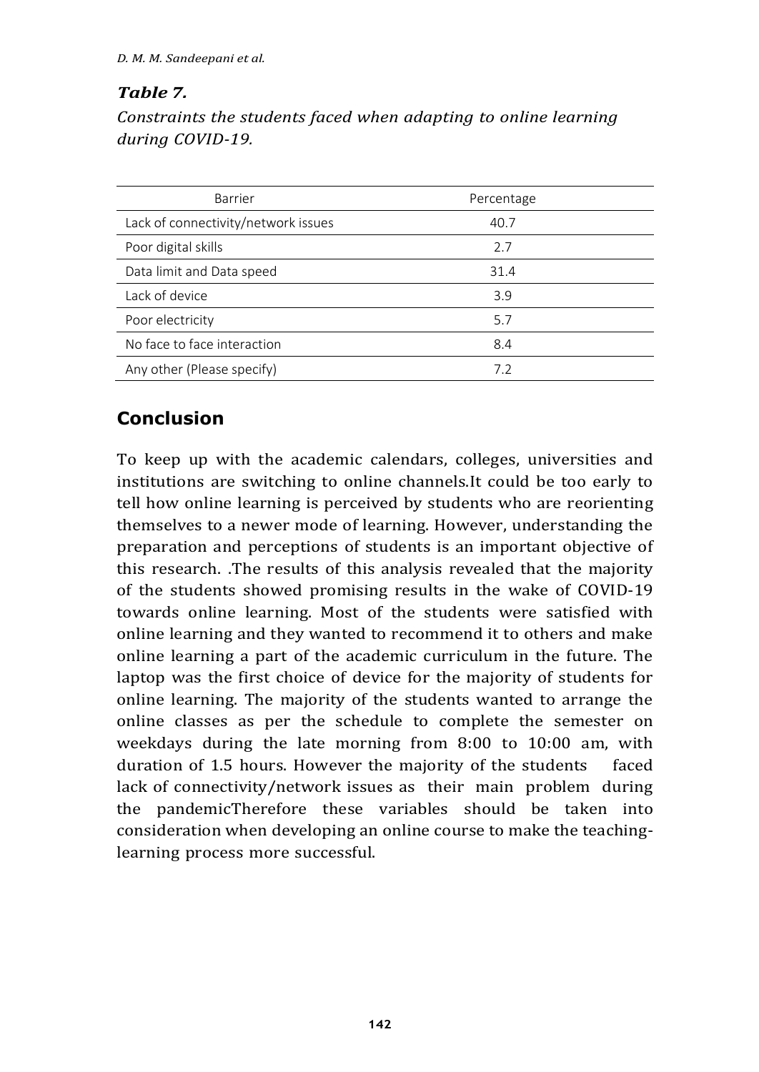***Table 7.***

*Constraints the students faced when adapting to online learning during COVID-19.*

| Barrier | Percentage |
|---|---|
| Lack of connectivity/network issues | 40.7 |
| Poor digital skills | 2.7 |
| Data limit and Data speed | 31.4 |
| Lack of device | 3.9 |
| Poor electricity | 5.7 |
| No face to face interaction | 8.4 |
| Any other (Please specify) | 7.2 |

## Conclusion

To keep up with the academic calendars, colleges, universities and institutions are switching to online channels.It could be too early to tell how online learning is perceived by students who are reorienting themselves to a newer mode of learning. However, understanding the preparation and perceptions of students is an important objective of this research. .The results of this analysis revealed that the majority of the students showed promising results in the wake of COVID-19 towards online learning. Most of the students were satisfied with online learning and they wanted to recommend it to others and make online learning a part of the academic curriculum in the future. The laptop was the first choice of device for the majority of students for online learning. The majority of the students wanted to arrange the online classes as per the schedule to complete the semester on weekdays during the late morning from 8:00 to 10:00 am, with duration of 1.5 hours. However the majority of the students faced lack of connectivity/network issues as their main problem during the pandemicTherefore these variables should be taken into consideration when developing an online course to make the teaching-learning process more successful.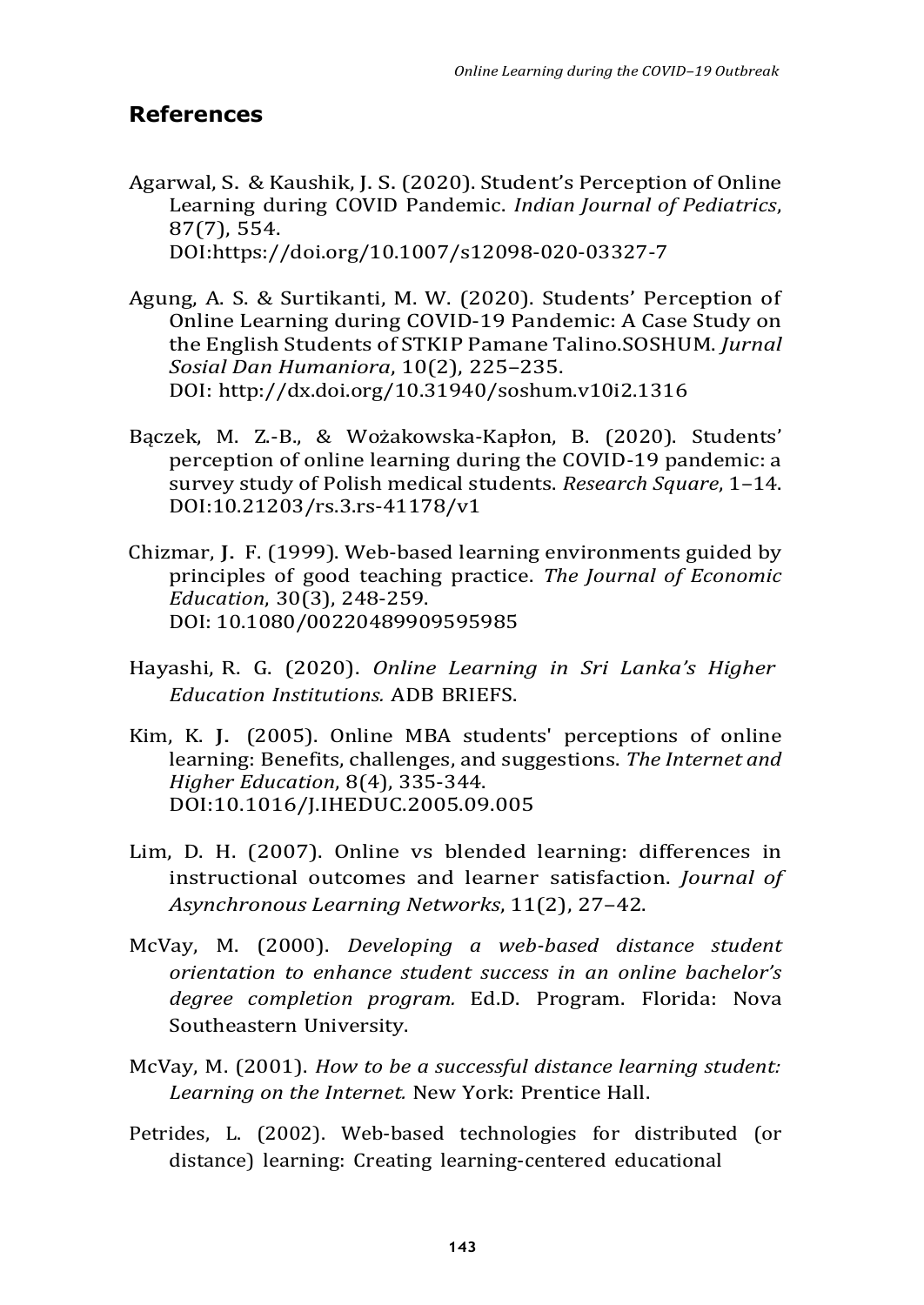## References

Agarwal, S. & Kaushik, J. S. (2020). Student's Perception of Online Learning during COVID Pandemic. *Indian Journal of Pediatrics*, 87(7), 554. DOI:https://doi.org/10.1007/s12098-020-03327-7

Agung, A. S. & Surtikanti, M. W. (2020). Students' Perception of Online Learning during COVID-19 Pandemic: A Case Study on the English Students of STKIP Pamane Talino.SOSHUM. *Jurnal Sosial Dan Humaniora*, 10(2), 225–235. DOI: http://dx.doi.org/10.31940/soshum.v10i2.1316

Bączek, M. Z.-B., & Wożakowska-Kapłon, B. (2020). Students' perception of online learning during the COVID-19 pandemic: a survey study of Polish medical students. *Research Square*, 1–14. DOI:10.21203/rs.3.rs-41178/v1

Chizmar, J. F. (1999). Web-based learning environments guided by principles of good teaching practice. *The Journal of Economic Education*, 30(3), 248-259. DOI: 10.1080/00220489909595985

Hayashi, R. G. (2020). *Online Learning in Sri Lanka's Higher Education Institutions.* ADB BRIEFS.

Kim, K. J. (2005). Online MBA students' perceptions of online learning: Benefits, challenges, and suggestions. *The Internet and Higher Education*, 8(4), 335-344. DOI:10.1016/J.IHEDUC.2005.09.005

Lim, D. H. (2007). Online vs blended learning: differences in instructional outcomes and learner satisfaction. *Journal of Asynchronous Learning Networks*, 11(2), 27–42.

McVay, M. (2000). *Developing a web-based distance student orientation to enhance student success in an online bachelor's degree completion program.* Ed.D. Program. Florida: Nova Southeastern University.

McVay, M. (2001). *How to be a successful distance learning student: Learning on the Internet.* New York: Prentice Hall.

Petrides, L. (2002). Web-based technologies for distributed (or distance) learning: Creating learning-centered educational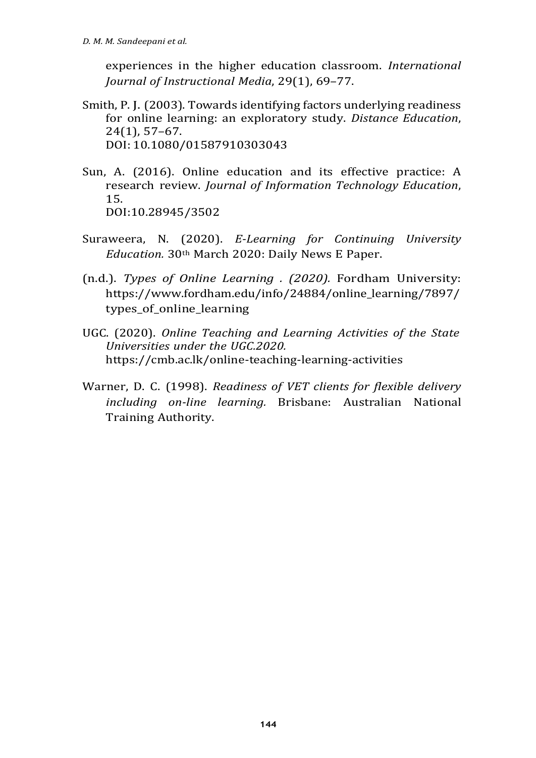experiences in the higher education classroom. *International Journal of Instructional Media*, 29(1), 69–77.

Smith, P. J. (2003). Towards identifying factors underlying readiness for online learning: an exploratory study. *Distance Education*, 24(1), 57–67.
DOI: 10.1080/01587910303043

Sun, A. (2016). Online education and its effective practice: A research review. *Journal of Information Technology Education*, 15.
DOI:10.28945/3502

Suraweera, N. (2020). *E-Learning for Continuing University Education.* 30th March 2020: Daily News E Paper.

(n.d.). *Types of Online Learning . (2020).* Fordham University: https://www.fordham.edu/info/24884/online_learning/7897/types_of_online_learning

UGC. (2020). *Online Teaching and Learning Activities of the State Universities under the UGC.2020.*
https://cmb.ac.lk/online-teaching-learning-activities

Warner, D. C. (1998). *Readiness of VET clients for flexible delivery including on-line learning.* Brisbane: Australian National Training Authority.